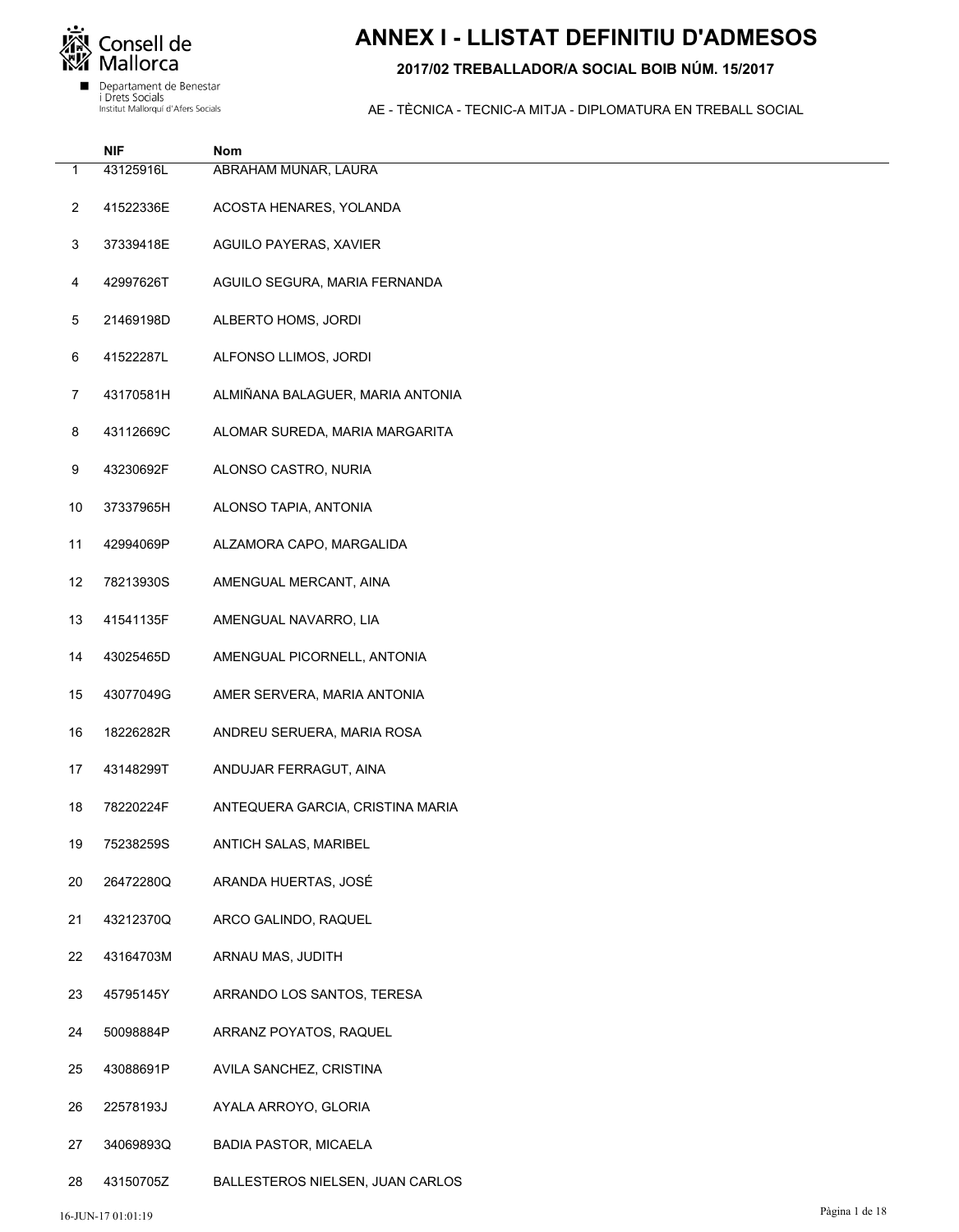Consell de Mallorca

Departament de Benestar i Drets Socials
Institut Mallorquí d'Afers Socials

# ANNEX I - LLISTAT DEFINITIU D'ADMESOS

**2017/02 TREBALLADOR/A SOCIAL BOIB NÚM. 15/2017**

AE - TÈCNICA - TECNIC-A MITJA - DIPLOMATURA EN TREBALL SOCIAL

| | NIF | Nom |
|---|---|---|
| 1 | 43125916L | ABRAHAM MUNAR, LAURA |
| 2 | 41522336E | ACOSTA HENARES, YOLANDA |
| 3 | 37339418E | AGUILO PAYERAS, XAVIER |
| 4 | 42997626T | AGUILO SEGURA, MARIA FERNANDA |
| 5 | 21469198D | ALBERTO HOMS, JORDI |
| 6 | 41522287L | ALFONSO LLIMOS, JORDI |
| 7 | 43170581H | ALMIÑANA BALAGUER, MARIA ANTONIA |
| 8 | 43112669C | ALOMAR SUREDA, MARIA MARGARITA |
| 9 | 43230692F | ALONSO CASTRO, NURIA |
| 10 | 37337965H | ALONSO TAPIA, ANTONIA |
| 11 | 42994069P | ALZAMORA CAPO, MARGALIDA |
| 12 | 78213930S | AMENGUAL MERCANT, AINA |
| 13 | 41541135F | AMENGUAL NAVARRO, LIA |
| 14 | 43025465D | AMENGUAL PICORNELL, ANTONIA |
| 15 | 43077049G | AMER SERVERA, MARIA ANTONIA |
| 16 | 18226282R | ANDREU SERUERA, MARIA ROSA |
| 17 | 43148299T | ANDUJAR FERRAGUT, AINA |
| 18 | 78220224F | ANTEQUERA GARCIA, CRISTINA MARIA |
| 19 | 75238259S | ANTICH SALAS, MARIBEL |
| 20 | 26472280Q | ARANDA HUERTAS, JOSÉ |
| 21 | 43212370Q | ARCO GALINDO, RAQUEL |
| 22 | 43164703M | ARNAU MAS, JUDITH |
| 23 | 45795145Y | ARRANDO LOS SANTOS, TERESA |
| 24 | 50098884P | ARRANZ POYATOS, RAQUEL |
| 25 | 43088691P | AVILA SANCHEZ, CRISTINA |
| 26 | 22578193J | AYALA ARROYO, GLORIA |
| 27 | 34069893Q | BADIA PASTOR, MICAELA |
| 28 | 43150705Z | BALLESTEROS NIELSEN, JUAN CARLOS |

16-JUN-17 01:01:19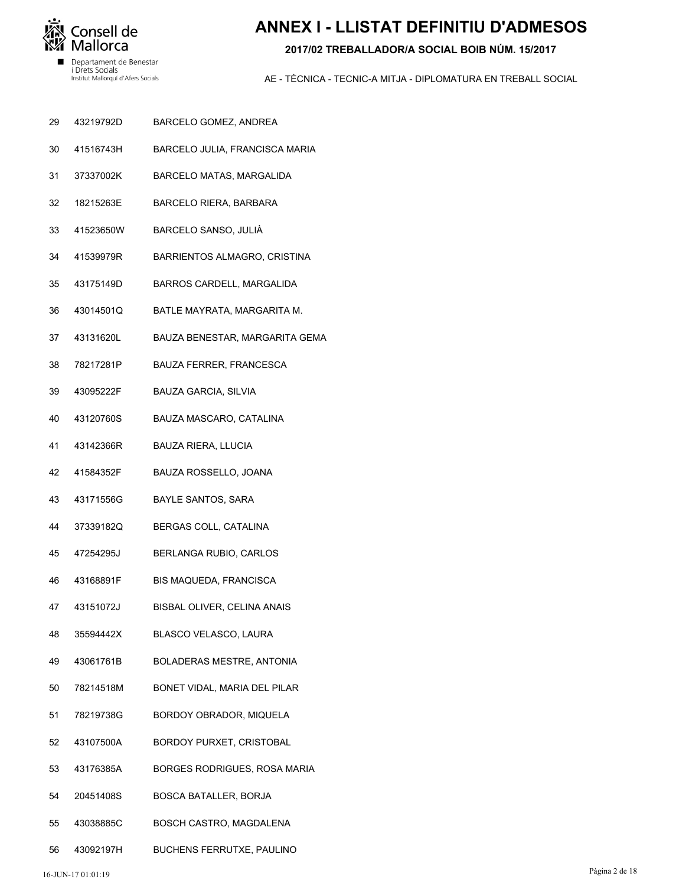# ANNEX I - LLISTAT DEFINITIU D'ADMESOS

**2017/02 TREBALLADOR/A SOCIAL BOIB NÚM. 15/2017**

AE - TÈCNICA - TECNIC-A MITJA - DIPLOMATURA EN TREBALL SOCIAL

| | | |
|---|---|---|
| 29 | 43219792D | BARCELO GOMEZ, ANDREA |
| 30 | 41516743H | BARCELO JULIA, FRANCISCA MARIA |
| 31 | 37337002K | BARCELO MATAS, MARGALIDA |
| 32 | 18215263E | BARCELO RIERA, BARBARA |
| 33 | 41523650W | BARCELO SANSO, JULIÀ |
| 34 | 41539979R | BARRIENTOS ALMAGRO, CRISTINA |
| 35 | 43175149D | BARROS CARDELL, MARGALIDA |
| 36 | 43014501Q | BATLE MAYRATA, MARGARITA M. |
| 37 | 43131620L | BAUZA BENESTAR, MARGARITA GEMA |
| 38 | 78217281P | BAUZA FERRER, FRANCESCA |
| 39 | 43095222F | BAUZA GARCIA, SILVIA |
| 40 | 43120760S | BAUZA MASCARO, CATALINA |
| 41 | 43142366R | BAUZA RIERA, LLUCIA |
| 42 | 41584352F | BAUZA ROSSELLO, JOANA |
| 43 | 43171556G | BAYLE SANTOS, SARA |
| 44 | 37339182Q | BERGAS COLL, CATALINA |
| 45 | 47254295J | BERLANGA RUBIO, CARLOS |
| 46 | 43168891F | BIS MAQUEDA, FRANCISCA |
| 47 | 43151072J | BISBAL OLIVER, CELINA ANAIS |
| 48 | 35594442X | BLASCO VELASCO, LAURA |
| 49 | 43061761B | BOLADERAS MESTRE, ANTONIA |
| 50 | 78214518M | BONET VIDAL, MARIA DEL PILAR |
| 51 | 78219738G | BORDOY OBRADOR, MIQUELA |
| 52 | 43107500A | BORDOY PURXET, CRISTOBAL |
| 53 | 43176385A | BORGES RODRIGUES, ROSA MARIA |
| 54 | 20451408S | BOSCA BATALLER, BORJA |
| 55 | 43038885C | BOSCH CASTRO, MAGDALENA |
| 56 | 43092197H | BUCHENS FERRUTXE, PAULINO |

16-JUN-17 01:01:19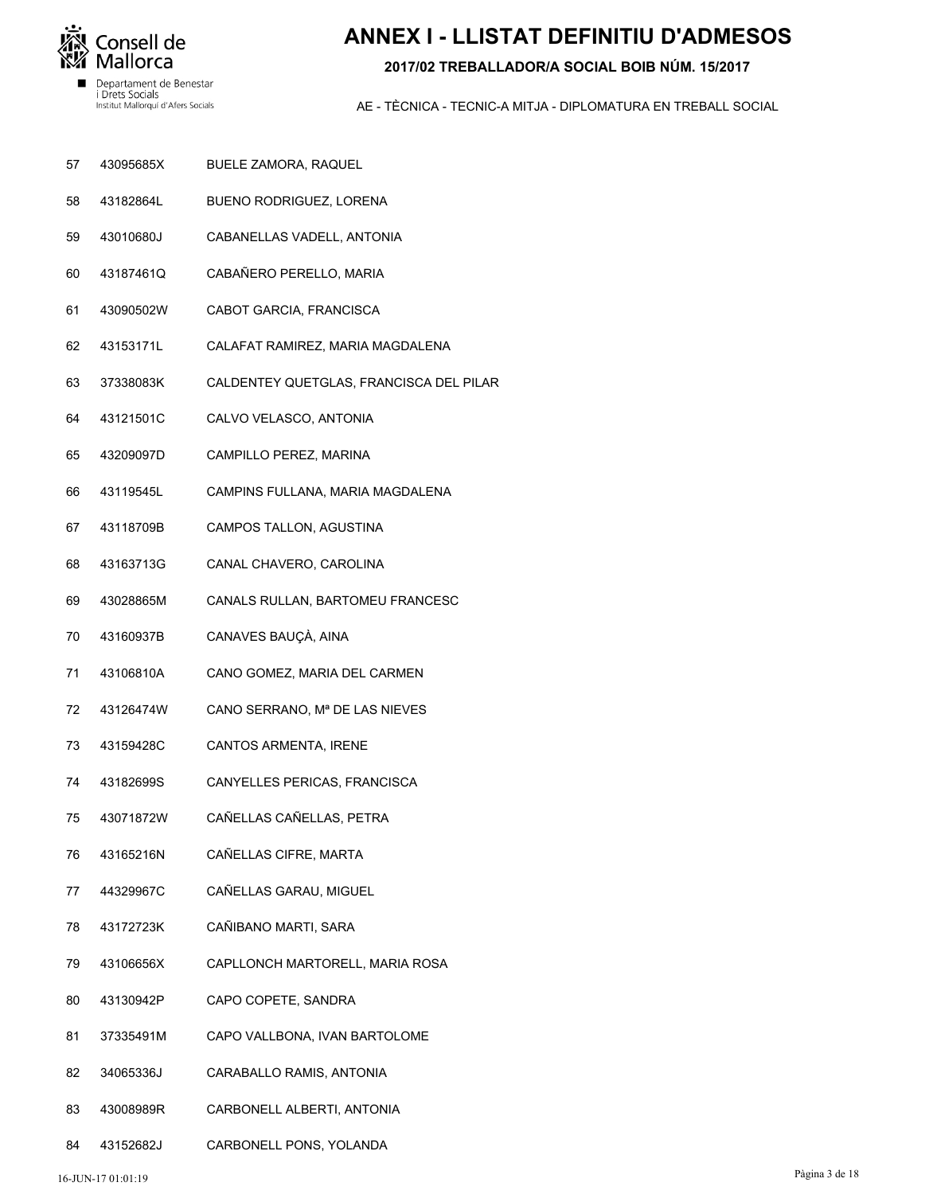# ANNEX I - LLISTAT DEFINITIU D'ADMESOS

**2017/02 TREBALLADOR/A SOCIAL BOIB NÚM. 15/2017**

AE - TÈCNICA - TECNIC-A MITJA - DIPLOMATURA EN TREBALL SOCIAL

| | | |
|---|---|---|
| 57 | 43095685X | BUELE ZAMORA, RAQUEL |
| 58 | 43182864L | BUENO RODRIGUEZ, LORENA |
| 59 | 43010680J | CABANELLAS VADELL, ANTONIA |
| 60 | 43187461Q | CABAÑERO PERELLO, MARIA |
| 61 | 43090502W | CABOT GARCIA, FRANCISCA |
| 62 | 43153171L | CALAFAT RAMIREZ, MARIA MAGDALENA |
| 63 | 37338083K | CALDENTEY QUETGLAS, FRANCISCA DEL PILAR |
| 64 | 43121501C | CALVO VELASCO, ANTONIA |
| 65 | 43209097D | CAMPILLO PEREZ, MARINA |
| 66 | 43119545L | CAMPINS FULLANA, MARIA MAGDALENA |
| 67 | 43118709B | CAMPOS TALLON, AGUSTINA |
| 68 | 43163713G | CANAL CHAVERO, CAROLINA |
| 69 | 43028865M | CANALS RULLAN, BARTOMEU FRANCESC |
| 70 | 43160937B | CANAVES BAUÇÀ, AINA |
| 71 | 43106810A | CANO GOMEZ, MARIA DEL CARMEN |
| 72 | 43126474W | CANO SERRANO, Mª DE LAS NIEVES |
| 73 | 43159428C | CANTOS ARMENTA, IRENE |
| 74 | 43182699S | CANYELLES PERICAS, FRANCISCA |
| 75 | 43071872W | CAÑELLAS CAÑELLAS, PETRA |
| 76 | 43165216N | CAÑELLAS CIFRE, MARTA |
| 77 | 44329967C | CAÑELLAS GARAU, MIGUEL |
| 78 | 43172723K | CAÑIBANO MARTI, SARA |
| 79 | 43106656X | CAPLLONCH MARTORELL, MARIA ROSA |
| 80 | 43130942P | CAPO COPETE, SANDRA |
| 81 | 37335491M | CAPO VALLBONA, IVAN BARTOLOME |
| 82 | 34065336J | CARABALLO RAMIS, ANTONIA |
| 83 | 43008989R | CARBONELL ALBERTI, ANTONIA |
| 84 | 43152682J | CARBONELL PONS, YOLANDA |

16-JUN-17 01:01:19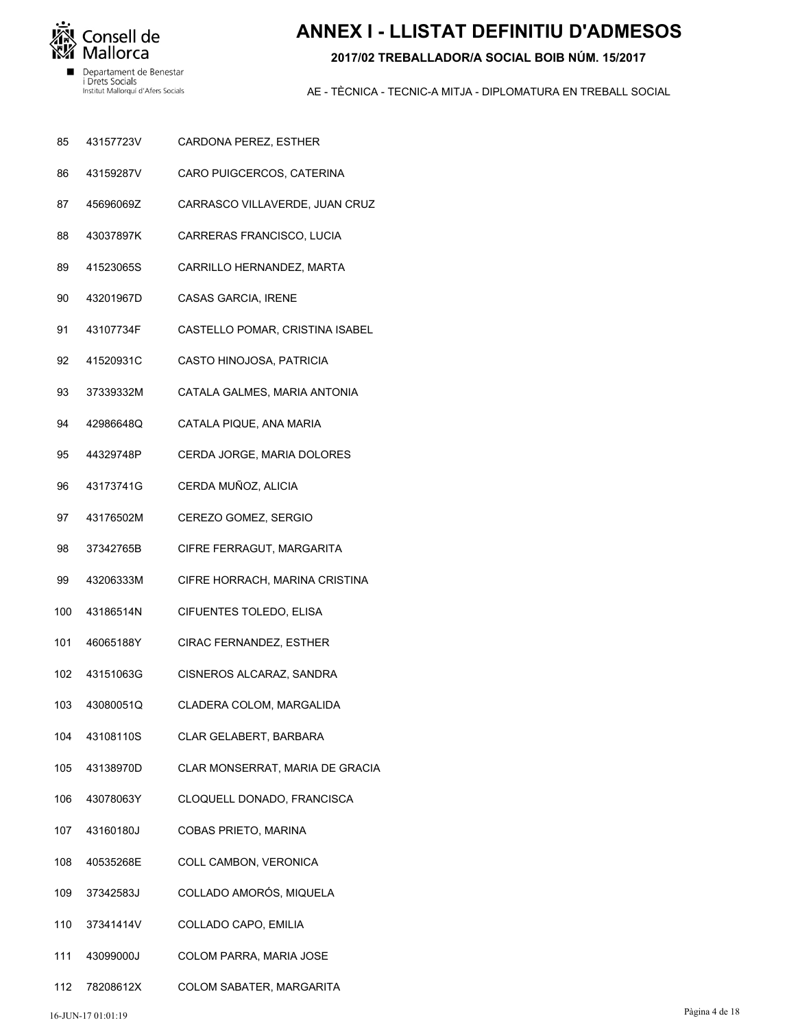# ANNEX I - LLISTAT DEFINITIU D'ADMESOS

**2017/02 TREBALLADOR/A SOCIAL BOIB NÚM. 15/2017**

AE - TÈCNICA - TECNIC-A MITJA - DIPLOMATURA EN TREBALL SOCIAL

| | | |
|---|---|---|
| 85 | 43157723V | CARDONA PEREZ, ESTHER |
| 86 | 43159287V | CARO PUIGCERCOS, CATERINA |
| 87 | 45696069Z | CARRASCO VILLAVERDE, JUAN CRUZ |
| 88 | 43037897K | CARRERAS FRANCISCO, LUCIA |
| 89 | 41523065S | CARRILLO HERNANDEZ, MARTA |
| 90 | 43201967D | CASAS GARCIA, IRENE |
| 91 | 43107734F | CASTELLO POMAR, CRISTINA ISABEL |
| 92 | 41520931C | CASTO HINOJOSA, PATRICIA |
| 93 | 37339332M | CATALA GALMES, MARIA ANTONIA |
| 94 | 42986648Q | CATALA PIQUE, ANA MARIA |
| 95 | 44329748P | CERDA JORGE, MARIA DOLORES |
| 96 | 43173741G | CERDA MUÑOZ, ALICIA |
| 97 | 43176502M | CEREZO GOMEZ, SERGIO |
| 98 | 37342765B | CIFRE FERRAGUT, MARGARITA |
| 99 | 43206333M | CIFRE HORRACH, MARINA CRISTINA |
| 100 | 43186514N | CIFUENTES TOLEDO, ELISA |
| 101 | 46065188Y | CIRAC FERNANDEZ, ESTHER |
| 102 | 43151063G | CISNEROS ALCARAZ, SANDRA |
| 103 | 43080051Q | CLADERA COLOM, MARGALIDA |
| 104 | 43108110S | CLAR GELABERT, BARBARA |
| 105 | 43138970D | CLAR MONSERRAT, MARIA DE GRACIA |
| 106 | 43078063Y | CLOQUELL DONADO, FRANCISCA |
| 107 | 43160180J | COBAS PRIETO, MARINA |
| 108 | 40535268E | COLL CAMBON, VERONICA |
| 109 | 37342583J | COLLADO AMORÓS, MIQUELA |
| 110 | 37341414V | COLLADO CAPO, EMILIA |
| 111 | 43099000J | COLOM PARRA, MARIA JOSE |
| 112 | 78208612X | COLOM SABATER, MARGARITA |

16-JUN-17 01:01:19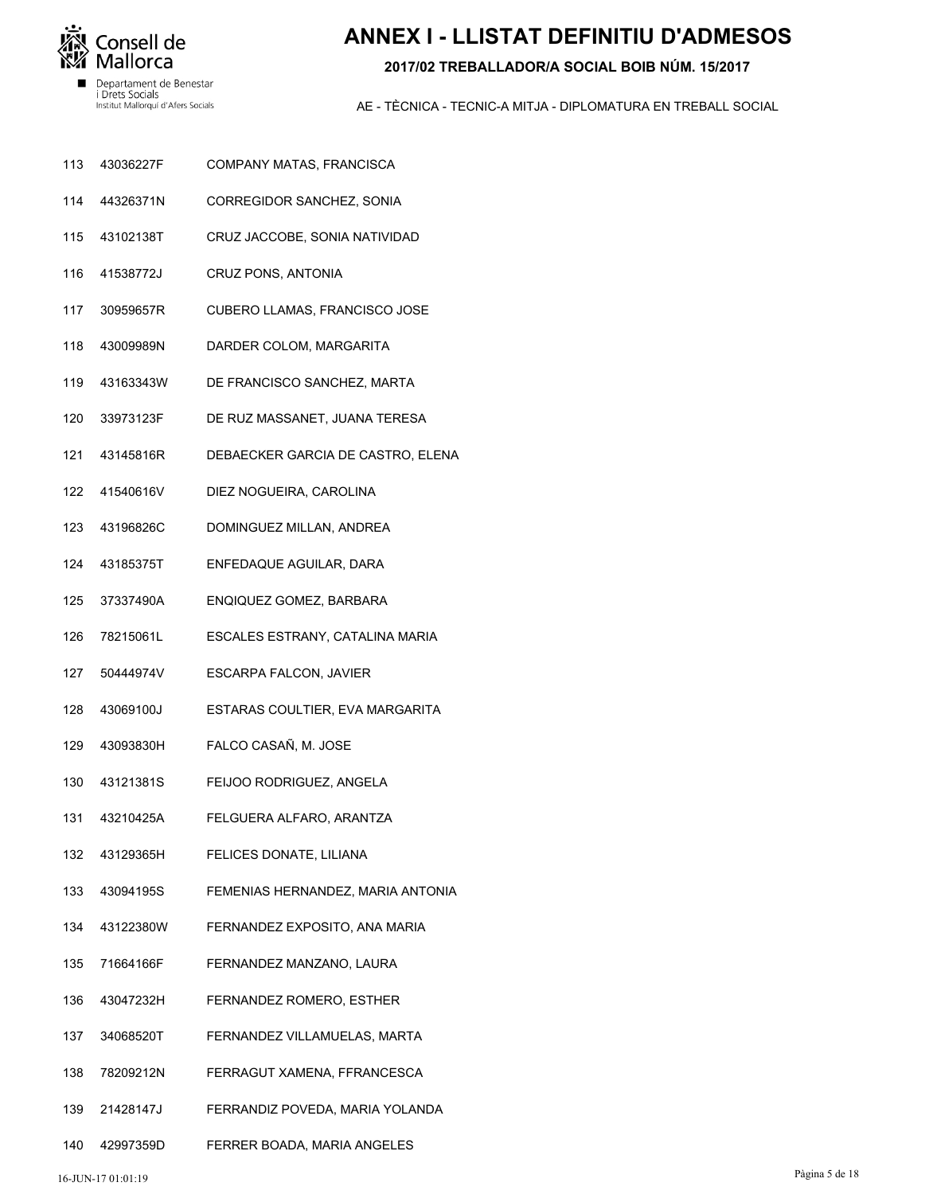# ANNEX I - LLISTAT DEFINITIU D'ADMESOS

**2017/02 TREBALLADOR/A SOCIAL BOIB NÚM. 15/2017**

AE - TÈCNICA - TECNIC-A MITJA - DIPLOMATURA EN TREBALL SOCIAL

| | | |
|---|---|---|
| 113 | 43036227F | COMPANY MATAS, FRANCISCA |
| 114 | 44326371N | CORREGIDOR SANCHEZ, SONIA |
| 115 | 43102138T | CRUZ JACCOBE, SONIA NATIVIDAD |
| 116 | 41538772J | CRUZ PONS, ANTONIA |
| 117 | 30959657R | CUBERO LLAMAS, FRANCISCO JOSE |
| 118 | 43009989N | DARDER COLOM, MARGARITA |
| 119 | 43163343W | DE FRANCISCO SANCHEZ, MARTA |
| 120 | 33973123F | DE RUZ MASSANET, JUANA TERESA |
| 121 | 43145816R | DEBAECKER GARCIA DE CASTRO, ELENA |
| 122 | 41540616V | DIEZ NOGUEIRA, CAROLINA |
| 123 | 43196826C | DOMINGUEZ MILLAN, ANDREA |
| 124 | 43185375T | ENFEDAQUE AGUILAR, DARA |
| 125 | 37337490A | ENQIQUEZ GOMEZ, BARBARA |
| 126 | 78215061L | ESCALES ESTRANY, CATALINA MARIA |
| 127 | 50444974V | ESCARPA FALCON, JAVIER |
| 128 | 43069100J | ESTARAS COULTIER, EVA MARGARITA |
| 129 | 43093830H | FALCO CASAÑ, M. JOSE |
| 130 | 43121381S | FEIJOO RODRIGUEZ, ANGELA |
| 131 | 43210425A | FELGUERA ALFARO, ARANTZA |
| 132 | 43129365H | FELICES DONATE, LILIANA |
| 133 | 43094195S | FEMENIAS HERNANDEZ, MARIA ANTONIA |
| 134 | 43122380W | FERNANDEZ EXPOSITO, ANA MARIA |
| 135 | 71664166F | FERNANDEZ MANZANO, LAURA |
| 136 | 43047232H | FERNANDEZ ROMERO, ESTHER |
| 137 | 34068520T | FERNANDEZ VILLAMUELAS, MARTA |
| 138 | 78209212N | FERRAGUT XAMENA, FFRANCESCA |
| 139 | 21428147J | FERRANDIZ POVEDA, MARIA YOLANDA |
| 140 | 42997359D | FERRER BOADA, MARIA ANGELES |

16-JUN-17 01:01:19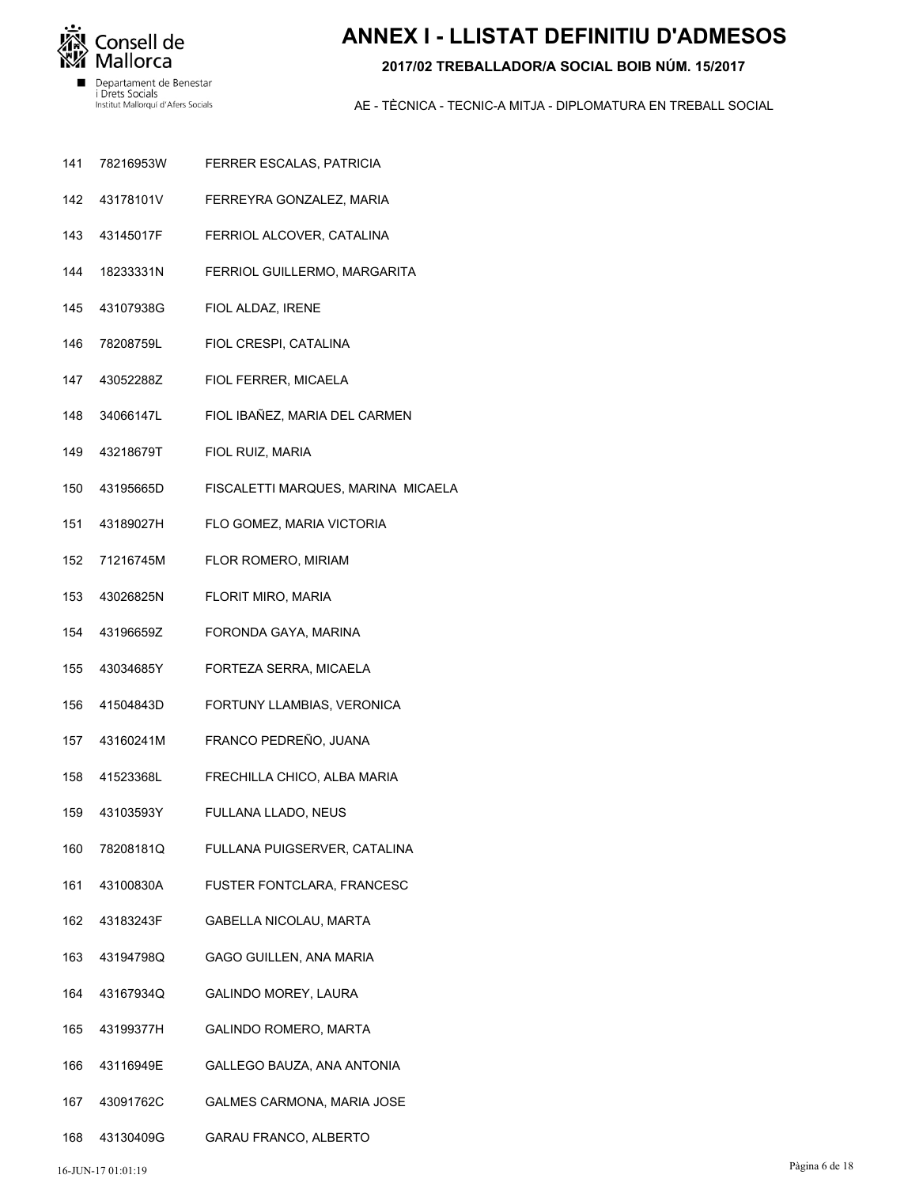# ANNEX I - LLISTAT DEFINITIU D'ADMESOS

**2017/02 TREBALLADOR/A SOCIAL BOIB NÚM. 15/2017**

AE - TÈCNICA - TECNIC-A MITJA - DIPLOMATURA EN TREBALL SOCIAL

| | | |
|---|---|---|
| 141 | 78216953W | FERRER ESCALAS, PATRICIA |
| 142 | 43178101V | FERREYRA GONZALEZ, MARIA |
| 143 | 43145017F | FERRIOL ALCOVER, CATALINA |
| 144 | 18233331N | FERRIOL GUILLERMO, MARGARITA |
| 145 | 43107938G | FIOL ALDAZ, IRENE |
| 146 | 78208759L | FIOL CRESPI, CATALINA |
| 147 | 43052288Z | FIOL FERRER, MICAELA |
| 148 | 34066147L | FIOL IBAÑEZ, MARIA DEL CARMEN |
| 149 | 43218679T | FIOL RUIZ, MARIA |
| 150 | 43195665D | FISCALETTI MARQUES, MARINA MICAELA |
| 151 | 43189027H | FLO GOMEZ, MARIA VICTORIA |
| 152 | 71216745M | FLOR ROMERO, MIRIAM |
| 153 | 43026825N | FLORIT MIRO, MARIA |
| 154 | 43196659Z | FORONDA GAYA, MARINA |
| 155 | 43034685Y | FORTEZA SERRA, MICAELA |
| 156 | 41504843D | FORTUNY LLAMBIAS, VERONICA |
| 157 | 43160241M | FRANCO PEDREÑO, JUANA |
| 158 | 41523368L | FRECHILLA CHICO, ALBA MARIA |
| 159 | 43103593Y | FULLANA LLADO, NEUS |
| 160 | 78208181Q | FULLANA PUIGSERVER, CATALINA |
| 161 | 43100830A | FUSTER FONTCLARA, FRANCESC |
| 162 | 43183243F | GABELLA NICOLAU, MARTA |
| 163 | 43194798Q | GAGO GUILLEN, ANA MARIA |
| 164 | 43167934Q | GALINDO MOREY, LAURA |
| 165 | 43199377H | GALINDO ROMERO, MARTA |
| 166 | 43116949E | GALLEGO BAUZA, ANA ANTONIA |
| 167 | 43091762C | GALMES CARMONA, MARIA JOSE |
| 168 | 43130409G | GARAU FRANCO, ALBERTO |

16-JUN-17 01:01:19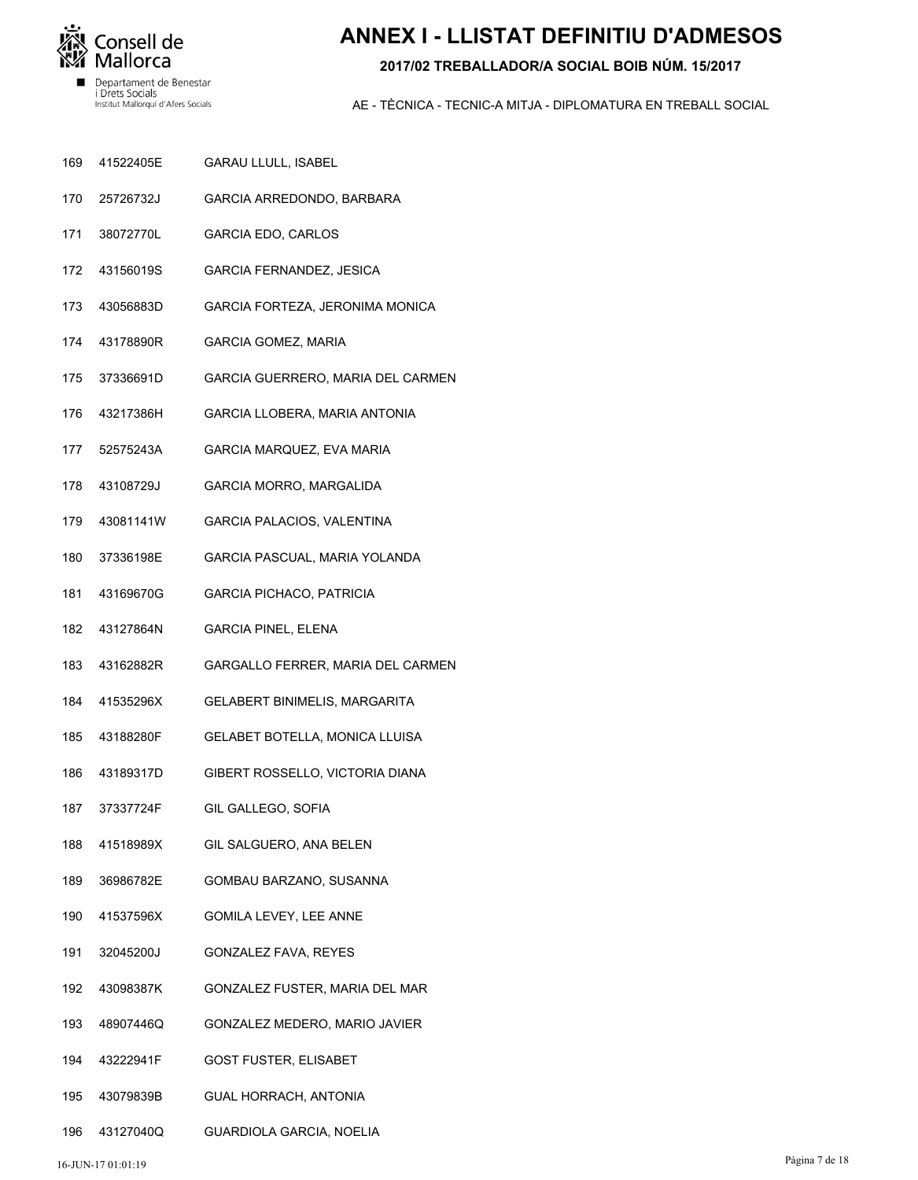# ANNEX I - LLISTAT DEFINITIU D'ADMESOS

**2017/02 TREBALLADOR/A SOCIAL BOIB NÚM. 15/2017**

AE - TÈCNICA - TECNIC-A MITJA - DIPLOMATURA EN TREBALL SOCIAL

| | | |
|---|---|---|
| 169 | 41522405E | GARAU LLULL, ISABEL |
| 170 | 25726732J | GARCIA ARREDONDO, BARBARA |
| 171 | 38072770L | GARCIA EDO, CARLOS |
| 172 | 43156019S | GARCIA FERNANDEZ, JESICA |
| 173 | 43056883D | GARCIA FORTEZA, JERONIMA MONICA |
| 174 | 43178890R | GARCIA GOMEZ, MARIA |
| 175 | 37336691D | GARCIA GUERRERO, MARIA DEL CARMEN |
| 176 | 43217386H | GARCIA LLOBERA, MARIA ANTONIA |
| 177 | 52575243A | GARCIA MARQUEZ, EVA MARIA |
| 178 | 43108729J | GARCIA MORRO, MARGALIDA |
| 179 | 43081141W | GARCIA PALACIOS, VALENTINA |
| 180 | 37336198E | GARCIA PASCUAL, MARIA YOLANDA |
| 181 | 43169670G | GARCIA PICHACO, PATRICIA |
| 182 | 43127864N | GARCIA PINEL, ELENA |
| 183 | 43162882R | GARGALLO FERRER, MARIA DEL CARMEN |
| 184 | 41535296X | GELABERT BINIMELIS, MARGARITA |
| 185 | 43188280F | GELABET BOTELLA, MONICA LLUISA |
| 186 | 43189317D | GIBERT ROSSELLO, VICTORIA DIANA |
| 187 | 37337724F | GIL GALLEGO, SOFIA |
| 188 | 41518989X | GIL SALGUERO, ANA BELEN |
| 189 | 36986782E | GOMBAU BARZANO, SUSANNA |
| 190 | 41537596X | GOMILA LEVEY, LEE ANNE |
| 191 | 32045200J | GONZALEZ FAVA, REYES |
| 192 | 43098387K | GONZALEZ FUSTER, MARIA DEL MAR |
| 193 | 48907446Q | GONZALEZ MEDERO, MARIO JAVIER |
| 194 | 43222941F | GOST FUSTER, ELISABET |
| 195 | 43079839B | GUAL HORRACH, ANTONIA |
| 196 | 43127040Q | GUARDIOLA GARCIA, NOELIA |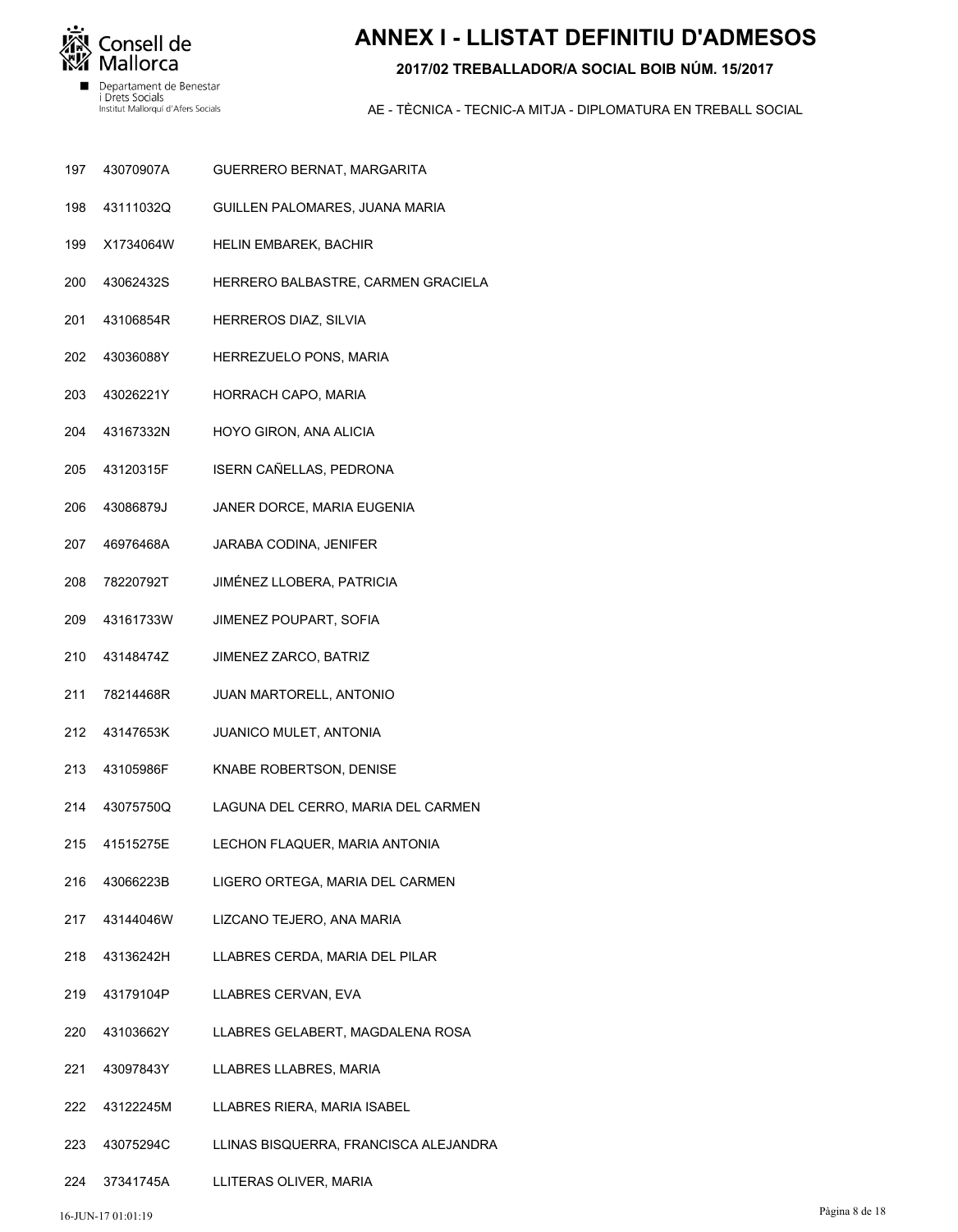# ANNEX I - LLISTAT DEFINITIU D'ADMESOS

**2017/02 TREBALLADOR/A SOCIAL BOIB NÚM. 15/2017**

AE - TÈCNICA - TECNIC-A MITJA - DIPLOMATURA EN TREBALL SOCIAL

| | | |
|---|---|---|
| 197 | 43070907A | GUERRERO BERNAT, MARGARITA |
| 198 | 43111032Q | GUILLEN PALOMARES, JUANA MARIA |
| 199 | X1734064W | HELIN EMBAREK, BACHIR |
| 200 | 43062432S | HERRERO BALBASTRE, CARMEN GRACIELA |
| 201 | 43106854R | HERREROS DIAZ, SILVIA |
| 202 | 43036088Y | HERREZUELO PONS, MARIA |
| 203 | 43026221Y | HORRACH CAPO, MARIA |
| 204 | 43167332N | HOYO GIRON, ANA ALICIA |
| 205 | 43120315F | ISERN CAÑELLAS, PEDRONA |
| 206 | 43086879J | JANER DORCE, MARIA EUGENIA |
| 207 | 46976468A | JARABA CODINA, JENIFER |
| 208 | 78220792T | JIMÉNEZ LLOBERA, PATRICIA |
| 209 | 43161733W | JIMENEZ POUPART, SOFIA |
| 210 | 43148474Z | JIMENEZ ZARCO, BATRIZ |
| 211 | 78214468R | JUAN MARTORELL, ANTONIO |
| 212 | 43147653K | JUANICO MULET, ANTONIA |
| 213 | 43105986F | KNABE ROBERTSON, DENISE |
| 214 | 43075750Q | LAGUNA DEL CERRO, MARIA DEL CARMEN |
| 215 | 41515275E | LECHON FLAQUER, MARIA ANTONIA |
| 216 | 43066223B | LIGERO ORTEGA, MARIA DEL CARMEN |
| 217 | 43144046W | LIZCANO TEJERO, ANA MARIA |
| 218 | 43136242H | LLABRES CERDA, MARIA DEL PILAR |
| 219 | 43179104P | LLABRES CERVAN, EVA |
| 220 | 43103662Y | LLABRES GELABERT, MAGDALENA ROSA |
| 221 | 43097843Y | LLABRES LLABRES, MARIA |
| 222 | 43122245M | LLABRES RIERA, MARIA ISABEL |
| 223 | 43075294C | LLINAS BISQUERRA, FRANCISCA ALEJANDRA |
| 224 | 37341745A | LLITERAS OLIVER, MARIA |

16-JUN-17 01:01:19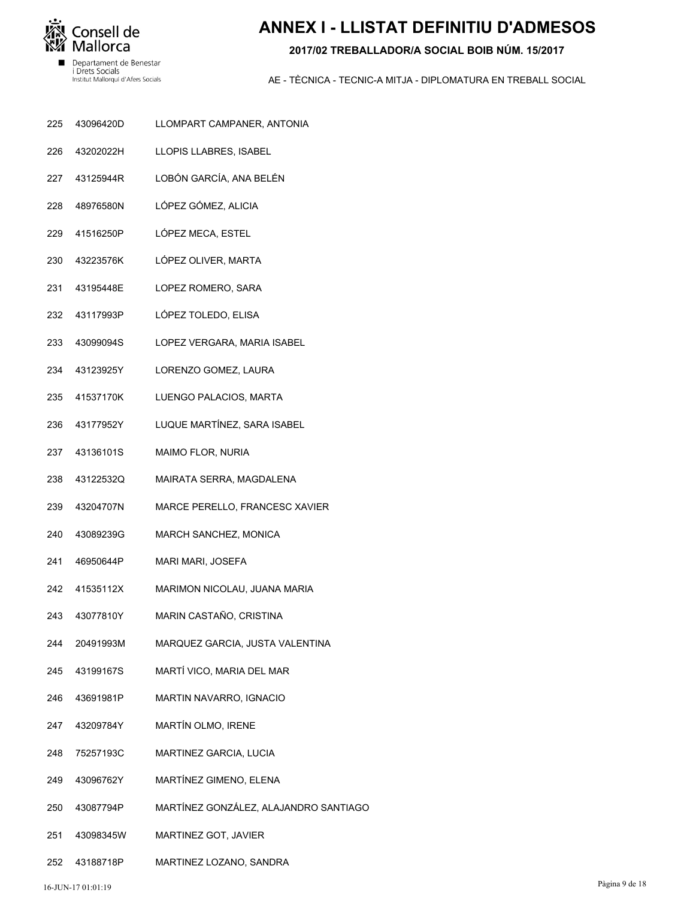# ANNEX I - LLISTAT DEFINITIU D'ADMESOS

**2017/02 TREBALLADOR/A SOCIAL BOIB NÚM. 15/2017**

AE - TÈCNICA - TECNIC-A MITJA - DIPLOMATURA EN TREBALL SOCIAL

| | | |
|---|---|---|
| 225 | 43096420D | LLOMPART CAMPANER, ANTONIA |
| 226 | 43202022H | LLOPIS LLABRES, ISABEL |
| 227 | 43125944R | LOBÓN GARCÍA, ANA BELÉN |
| 228 | 48976580N | LÓPEZ GÓMEZ, ALICIA |
| 229 | 41516250P | LÓPEZ MECA, ESTEL |
| 230 | 43223576K | LÓPEZ OLIVER, MARTA |
| 231 | 43195448E | LOPEZ ROMERO, SARA |
| 232 | 43117993P | LÓPEZ TOLEDO, ELISA |
| 233 | 43099094S | LOPEZ VERGARA, MARIA ISABEL |
| 234 | 43123925Y | LORENZO GOMEZ, LAURA |
| 235 | 41537170K | LUENGO PALACIOS, MARTA |
| 236 | 43177952Y | LUQUE MARTÍNEZ, SARA ISABEL |
| 237 | 43136101S | MAIMO FLOR, NURIA |
| 238 | 43122532Q | MAIRATA SERRA, MAGDALENA |
| 239 | 43204707N | MARCE PERELLO, FRANCESC XAVIER |
| 240 | 43089239G | MARCH SANCHEZ, MONICA |
| 241 | 46950644P | MARI MARI, JOSEFA |
| 242 | 41535112X | MARIMON NICOLAU, JUANA MARIA |
| 243 | 43077810Y | MARIN CASTAÑO, CRISTINA |
| 244 | 20491993M | MARQUEZ GARCIA, JUSTA VALENTINA |
| 245 | 43199167S | MARTÍ VICO, MARIA DEL MAR |
| 246 | 43691981P | MARTIN NAVARRO, IGNACIO |
| 247 | 43209784Y | MARTÍN OLMO, IRENE |
| 248 | 75257193C | MARTINEZ GARCIA, LUCIA |
| 249 | 43096762Y | MARTÍNEZ GIMENO, ELENA |
| 250 | 43087794P | MARTÍNEZ GONZÁLEZ, ALAJANDRO SANTIAGO |
| 251 | 43098345W | MARTINEZ GOT, JAVIER |
| 252 | 43188718P | MARTINEZ LOZANO, SANDRA |

16-JUN-17 01:01:19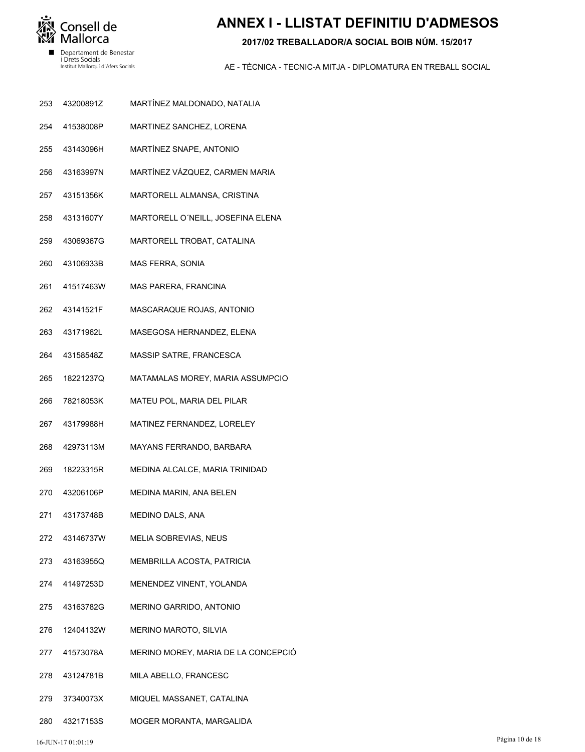# ANNEX I - LLISTAT DEFINITIU D'ADMESOS

## 2017/02 TREBALLADOR/A SOCIAL BOIB NÚM. 15/2017

AE - TÈCNICA - TECNIC-A MITJA - DIPLOMATURA EN TREBALL SOCIAL

| | | |
|---|---|---|
| 253 | 43200891Z | MARTÍNEZ MALDONADO, NATALIA |
| 254 | 41538008P | MARTINEZ SANCHEZ, LORENA |
| 255 | 43143096H | MARTÍNEZ SNAPE, ANTONIO |
| 256 | 43163997N | MARTÍNEZ VÁZQUEZ, CARMEN MARIA |
| 257 | 43151356K | MARTORELL ALMANSA, CRISTINA |
| 258 | 43131607Y | MARTORELL O´NEILL, JOSEFINA ELENA |
| 259 | 43069367G | MARTORELL TROBAT, CATALINA |
| 260 | 43106933B | MAS FERRA, SONIA |
| 261 | 41517463W | MAS PARERA, FRANCINA |
| 262 | 43141521F | MASCARAQUE ROJAS, ANTONIO |
| 263 | 43171962L | MASEGOSA HERNANDEZ, ELENA |
| 264 | 43158548Z | MASSIP SATRE, FRANCESCA |
| 265 | 18221237Q | MATAMALAS MOREY, MARIA ASSUMPCIO |
| 266 | 78218053K | MATEU POL, MARIA DEL PILAR |
| 267 | 43179988H | MATINEZ FERNANDEZ, LORELEY |
| 268 | 42973113M | MAYANS FERRANDO, BARBARA |
| 269 | 18223315R | MEDINA ALCALCE, MARIA TRINIDAD |
| 270 | 43206106P | MEDINA MARIN, ANA BELEN |
| 271 | 43173748B | MEDINO DALS, ANA |
| 272 | 43146737W | MELIA SOBREVIAS, NEUS |
| 273 | 43163955Q | MEMBRILLA ACOSTA, PATRICIA |
| 274 | 41497253D | MENENDEZ VINENT, YOLANDA |
| 275 | 43163782G | MERINO GARRIDO, ANTONIO |
| 276 | 12404132W | MERINO MAROTO, SILVIA |
| 277 | 41573078A | MERINO MOREY, MARIA DE LA CONCEPCIÓ |
| 278 | 43124781B | MILA ABELLO, FRANCESC |
| 279 | 37340073X | MIQUEL MASSANET, CATALINA |
| 280 | 43217153S | MOGER MORANTA, MARGALIDA |

16-JUN-17 01:01:19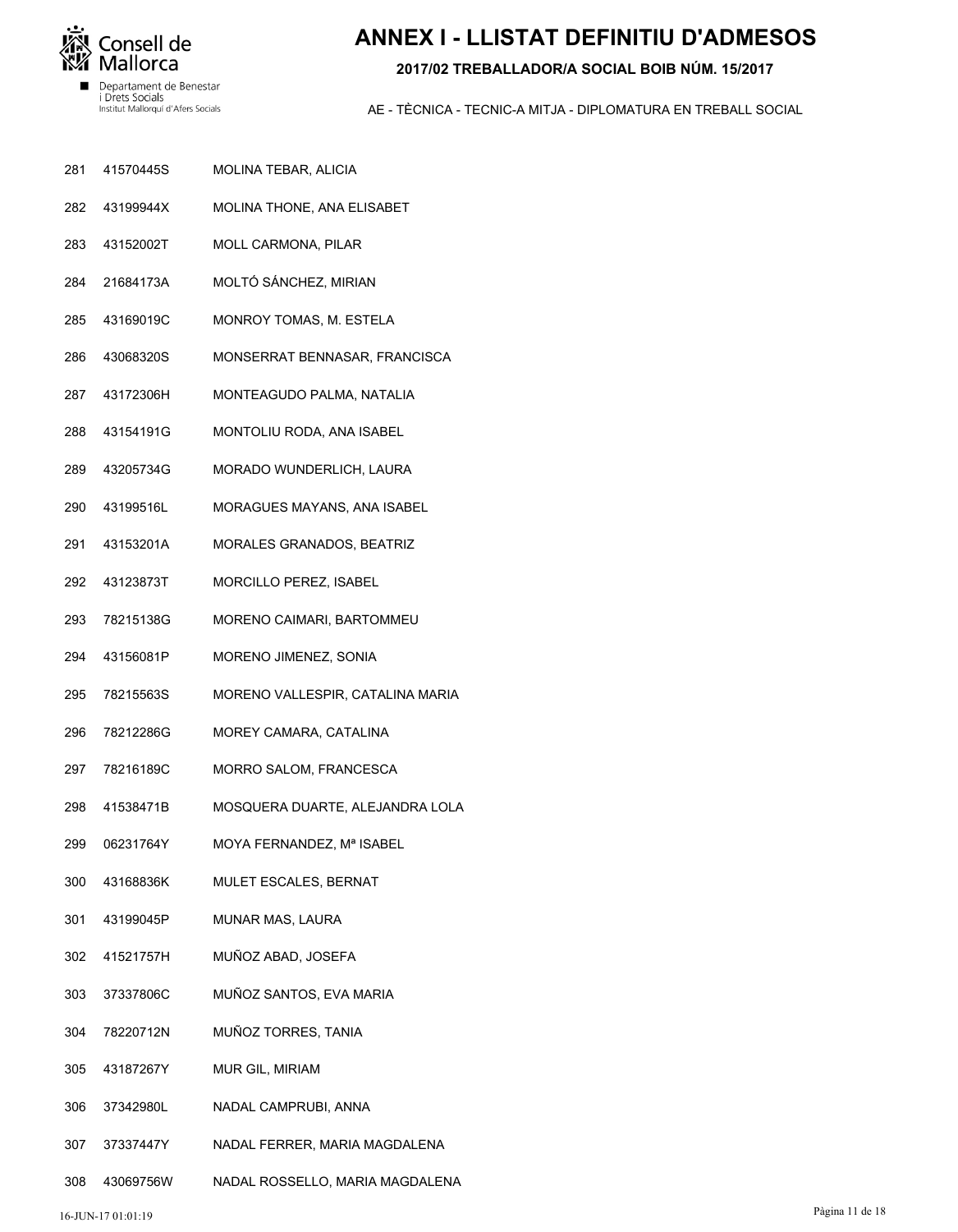# ANNEX I - LLISTAT DEFINITIU D'ADMESOS

**2017/02 TREBALLADOR/A SOCIAL BOIB NÚM. 15/2017**

AE - TÈCNICA - TECNIC-A MITJA - DIPLOMATURA EN TREBALL SOCIAL

| | | |
|---|---|---|
| 281 | 41570445S | MOLINA TEBAR, ALICIA |
| 282 | 43199944X | MOLINA THONE, ANA ELISABET |
| 283 | 43152002T | MOLL CARMONA, PILAR |
| 284 | 21684173A | MOLTÓ SÁNCHEZ, MIRIAN |
| 285 | 43169019C | MONROY TOMAS, M. ESTELA |
| 286 | 43068320S | MONSERRAT BENNASAR, FRANCISCA |
| 287 | 43172306H | MONTEAGUDO PALMA, NATALIA |
| 288 | 43154191G | MONTOLIU RODA, ANA ISABEL |
| 289 | 43205734G | MORADO WUNDERLICH, LAURA |
| 290 | 43199516L | MORAGUES MAYANS, ANA ISABEL |
| 291 | 43153201A | MORALES GRANADOS, BEATRIZ |
| 292 | 43123873T | MORCILLO PEREZ, ISABEL |
| 293 | 78215138G | MORENO CAIMARI, BARTOMMEU |
| 294 | 43156081P | MORENO JIMENEZ, SONIA |
| 295 | 78215563S | MORENO VALLESPIR, CATALINA MARIA |
| 296 | 78212286G | MOREY CAMARA, CATALINA |
| 297 | 78216189C | MORRO SALOM, FRANCESCA |
| 298 | 41538471B | MOSQUERA DUARTE, ALEJANDRA LOLA |
| 299 | 06231764Y | MOYA FERNANDEZ, Mª ISABEL |
| 300 | 43168836K | MULET ESCALES, BERNAT |
| 301 | 43199045P | MUNAR MAS, LAURA |
| 302 | 41521757H | MUÑOZ ABAD, JOSEFA |
| 303 | 37337806C | MUÑOZ SANTOS, EVA MARIA |
| 304 | 78220712N | MUÑOZ TORRES, TANIA |
| 305 | 43187267Y | MUR GIL, MIRIAM |
| 306 | 37342980L | NADAL CAMPRUBI, ANNA |
| 307 | 37337447Y | NADAL FERRER, MARIA MAGDALENA |
| 308 | 43069756W | NADAL ROSSELLO, MARIA MAGDALENA |

16-JUN-17 01:01:19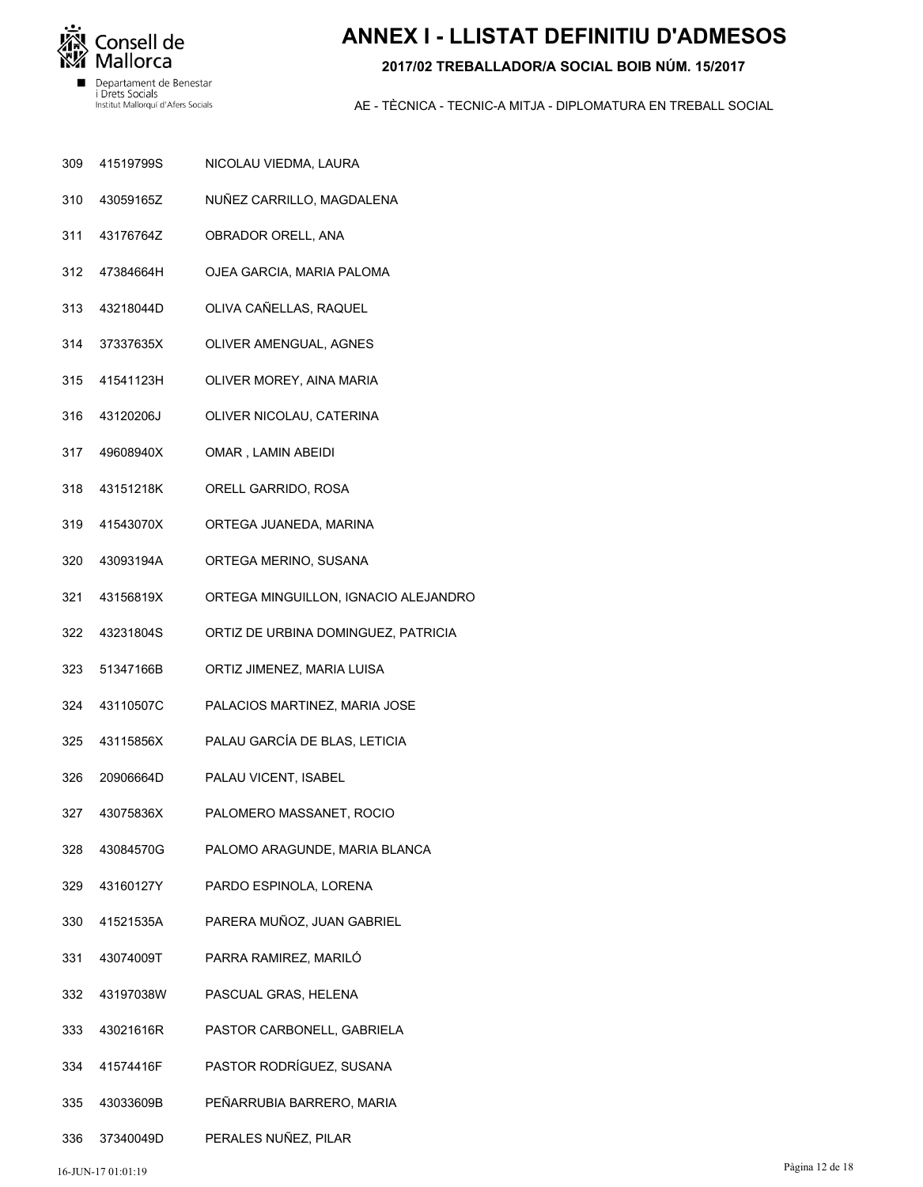# ANNEX I - LLISTAT DEFINITIU D'ADMESOS

**2017/02 TREBALLADOR/A SOCIAL BOIB NÚM. 15/2017**

AE - TÈCNICA - TECNIC-A MITJA - DIPLOMATURA EN TREBALL SOCIAL

| | | |
|---|---|---|
| 309 | 41519799S | NICOLAU VIEDMA, LAURA |
| 310 | 43059165Z | NUÑEZ CARRILLO, MAGDALENA |
| 311 | 43176764Z | OBRADOR ORELL, ANA |
| 312 | 47384664H | OJEA GARCIA, MARIA PALOMA |
| 313 | 43218044D | OLIVA CAÑELLAS, RAQUEL |
| 314 | 37337635X | OLIVER AMENGUAL, AGNES |
| 315 | 41541123H | OLIVER MOREY, AINA MARIA |
| 316 | 43120206J | OLIVER NICOLAU, CATERINA |
| 317 | 49608940X | OMAR , LAMIN ABEIDI |
| 318 | 43151218K | ORELL GARRIDO, ROSA |
| 319 | 41543070X | ORTEGA JUANEDA, MARINA |
| 320 | 43093194A | ORTEGA MERINO, SUSANA |
| 321 | 43156819X | ORTEGA MINGUILLON, IGNACIO ALEJANDRO |
| 322 | 43231804S | ORTIZ DE URBINA DOMINGUEZ, PATRICIA |
| 323 | 51347166B | ORTIZ JIMENEZ, MARIA LUISA |
| 324 | 43110507C | PALACIOS MARTINEZ, MARIA JOSE |
| 325 | 43115856X | PALAU GARCÍA DE BLAS, LETICIA |
| 326 | 20906664D | PALAU VICENT, ISABEL |
| 327 | 43075836X | PALOMERO MASSANET, ROCIO |
| 328 | 43084570G | PALOMO ARAGUNDE, MARIA BLANCA |
| 329 | 43160127Y | PARDO ESPINOLA, LORENA |
| 330 | 41521535A | PARERA MUÑOZ, JUAN GABRIEL |
| 331 | 43074009T | PARRA RAMIREZ, MARILÓ |
| 332 | 43197038W | PASCUAL GRAS, HELENA |
| 333 | 43021616R | PASTOR CARBONELL, GABRIELA |
| 334 | 41574416F | PASTOR RODRÍGUEZ, SUSANA |
| 335 | 43033609B | PEÑARRUBIA BARRERO, MARIA |
| 336 | 37340049D | PERALES NUÑEZ, PILAR |

16-JUN-17 01:01:19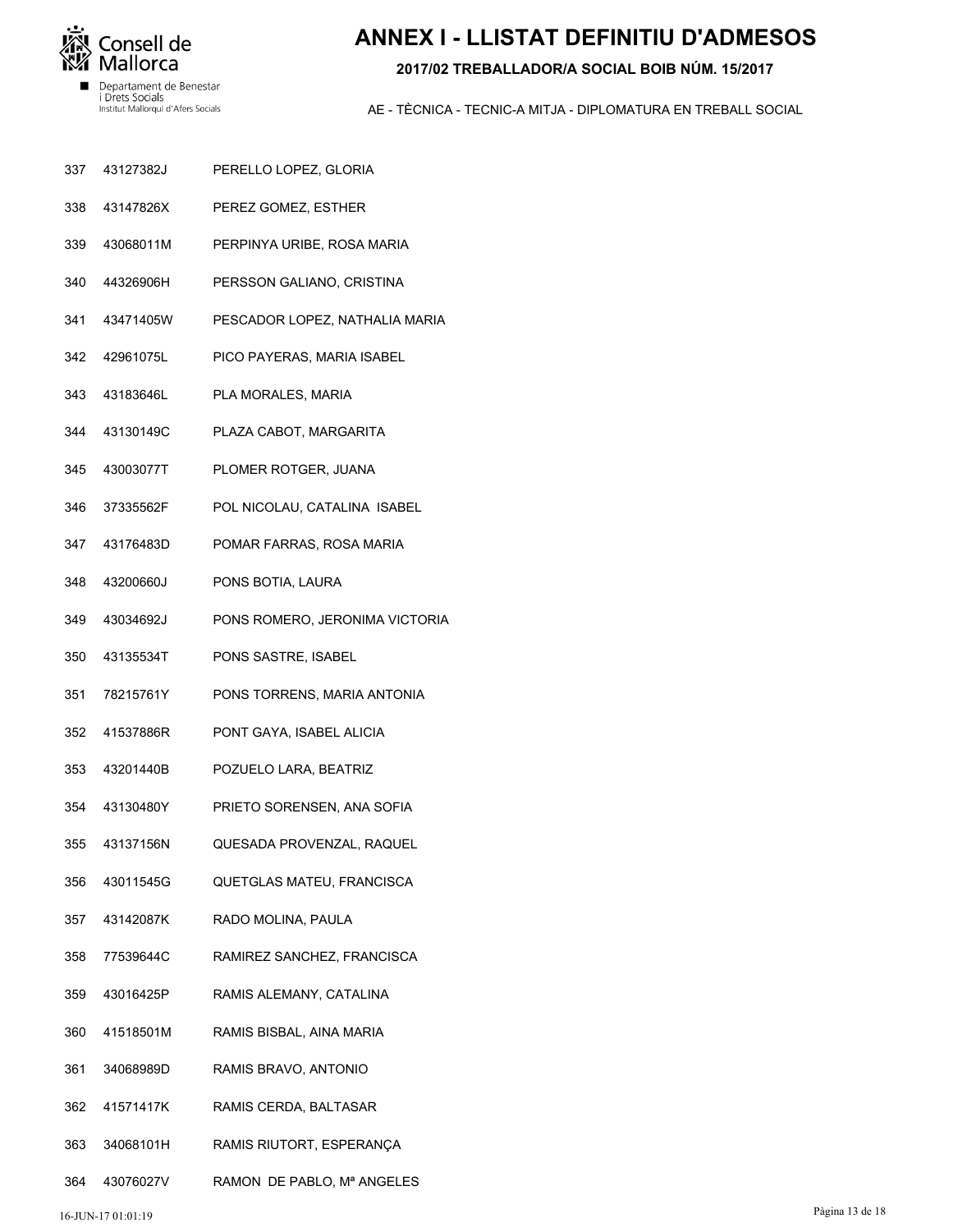# ANNEX I - LLISTAT DEFINITIU D'ADMESOS

**2017/02 TREBALLADOR/A SOCIAL BOIB NÚM. 15/2017**

AE - TÈCNICA - TECNIC-A MITJA - DIPLOMATURA EN TREBALL SOCIAL

| | | |
|---|---|---|
| 337 | 43127382J | PERELLO LOPEZ, GLORIA |
| 338 | 43147826X | PEREZ GOMEZ, ESTHER |
| 339 | 43068011M | PERPINYA URIBE, ROSA MARIA |
| 340 | 44326906H | PERSSON GALIANO, CRISTINA |
| 341 | 43471405W | PESCADOR LOPEZ, NATHALIA MARIA |
| 342 | 42961075L | PICO PAYERAS, MARIA ISABEL |
| 343 | 43183646L | PLA MORALES, MARIA |
| 344 | 43130149C | PLAZA CABOT, MARGARITA |
| 345 | 43003077T | PLOMER ROTGER, JUANA |
| 346 | 37335562F | POL NICOLAU, CATALINA ISABEL |
| 347 | 43176483D | POMAR FARRAS, ROSA MARIA |
| 348 | 43200660J | PONS BOTIA, LAURA |
| 349 | 43034692J | PONS ROMERO, JERONIMA VICTORIA |
| 350 | 43135534T | PONS SASTRE, ISABEL |
| 351 | 78215761Y | PONS TORRENS, MARIA ANTONIA |
| 352 | 41537886R | PONT GAYA, ISABEL ALICIA |
| 353 | 43201440B | POZUELO LARA, BEATRIZ |
| 354 | 43130480Y | PRIETO SORENSEN, ANA SOFIA |
| 355 | 43137156N | QUESADA PROVENZAL, RAQUEL |
| 356 | 43011545G | QUETGLAS MATEU, FRANCISCA |
| 357 | 43142087K | RADO MOLINA, PAULA |
| 358 | 77539644C | RAMIREZ SANCHEZ, FRANCISCA |
| 359 | 43016425P | RAMIS ALEMANY, CATALINA |
| 360 | 41518501M | RAMIS BISBAL, AINA MARIA |
| 361 | 34068989D | RAMIS BRAVO, ANTONIO |
| 362 | 41571417K | RAMIS CERDA, BALTASAR |
| 363 | 34068101H | RAMIS RIUTORT, ESPERANÇA |
| 364 | 43076027V | RAMON DE PABLO, Mª ANGELES |

16-JUN-17 01:01:19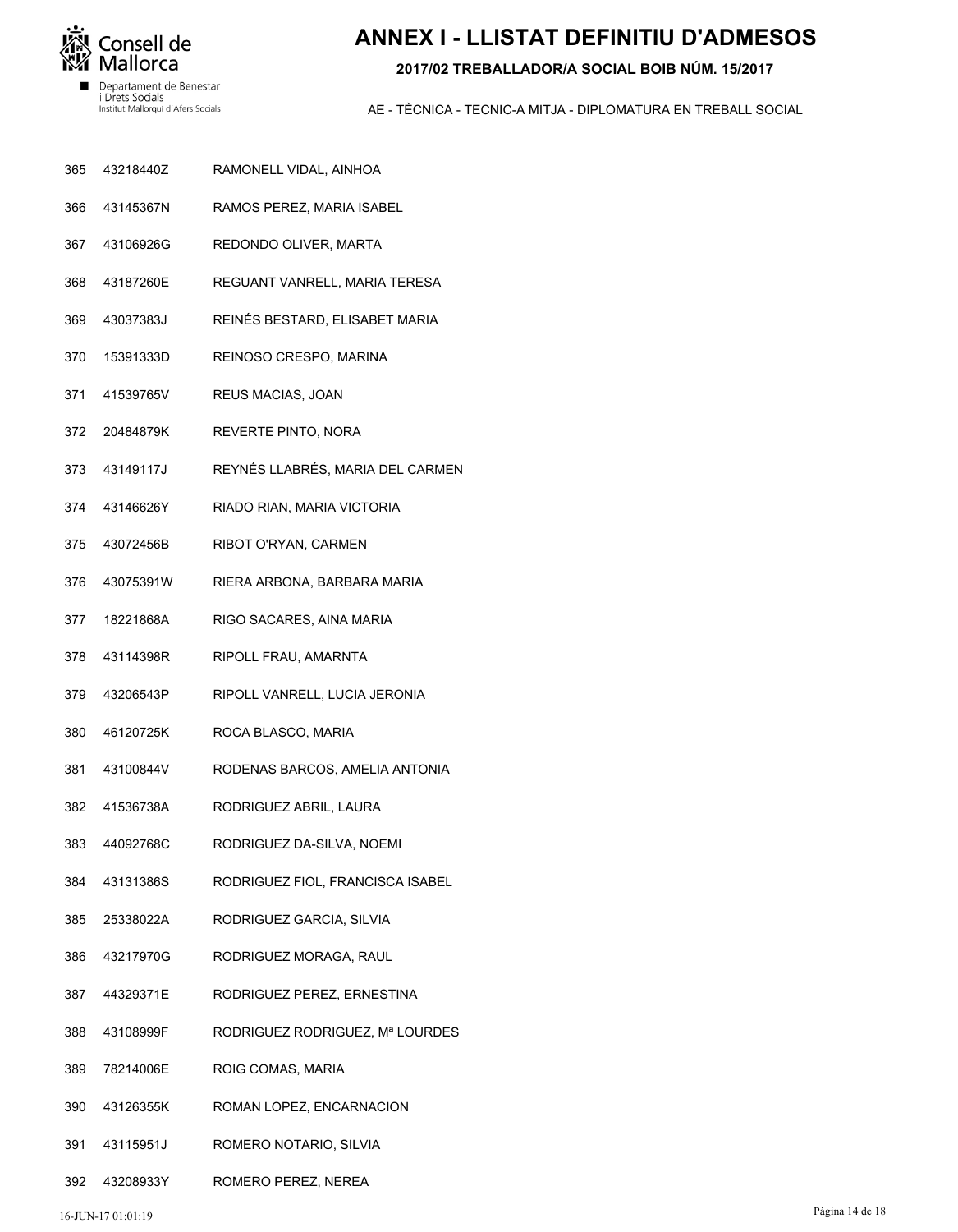# ANNEX I - LLISTAT DEFINITIU D'ADMESOS

**2017/02 TREBALLADOR/A SOCIAL BOIB NÚM. 15/2017**

Consell de Mallorca
Departament de Benestar i Drets Socials
Institut Mallorquí d'Afers Socials

AE - TÈCNICA - TECNIC-A MITJA - DIPLOMATURA EN TREBALL SOCIAL

| | | |
|---|---|---|
| 365 | 43218440Z | RAMONELL VIDAL, AINHOA |
| 366 | 43145367N | RAMOS PEREZ, MARIA ISABEL |
| 367 | 43106926G | REDONDO OLIVER, MARTA |
| 368 | 43187260E | REGUANT VANRELL, MARIA TERESA |
| 369 | 43037383J | REINÉS BESTARD, ELISABET MARIA |
| 370 | 15391333D | REINOSO CRESPO, MARINA |
| 371 | 41539765V | REUS MACIAS, JOAN |
| 372 | 20484879K | REVERTE PINTO, NORA |
| 373 | 43149117J | REYNÉS LLABRÉS, MARIA DEL CARMEN |
| 374 | 43146626Y | RIADO RIAN, MARIA VICTORIA |
| 375 | 43072456B | RIBOT O'RYAN, CARMEN |
| 376 | 43075391W | RIERA ARBONA, BARBARA MARIA |
| 377 | 18221868A | RIGO SACARES, AINA MARIA |
| 378 | 43114398R | RIPOLL FRAU, AMARNTA |
| 379 | 43206543P | RIPOLL VANRELL, LUCIA JERONIA |
| 380 | 46120725K | ROCA BLASCO, MARIA |
| 381 | 43100844V | RODENAS BARCOS, AMELIA ANTONIA |
| 382 | 41536738A | RODRIGUEZ ABRIL, LAURA |
| 383 | 44092768C | RODRIGUEZ DA-SILVA, NOEMI |
| 384 | 43131386S | RODRIGUEZ FIOL, FRANCISCA ISABEL |
| 385 | 25338022A | RODRIGUEZ GARCIA, SILVIA |
| 386 | 43217970G | RODRIGUEZ MORAGA, RAUL |
| 387 | 44329371E | RODRIGUEZ PEREZ, ERNESTINA |
| 388 | 43108999F | RODRIGUEZ RODRIGUEZ, Mª LOURDES |
| 389 | 78214006E | ROIG COMAS, MARIA |
| 390 | 43126355K | ROMAN LOPEZ, ENCARNACION |
| 391 | 43115951J | ROMERO NOTARIO, SILVIA |
| 392 | 43208933Y | ROMERO PEREZ, NEREA |

16-JUN-17 01:01:19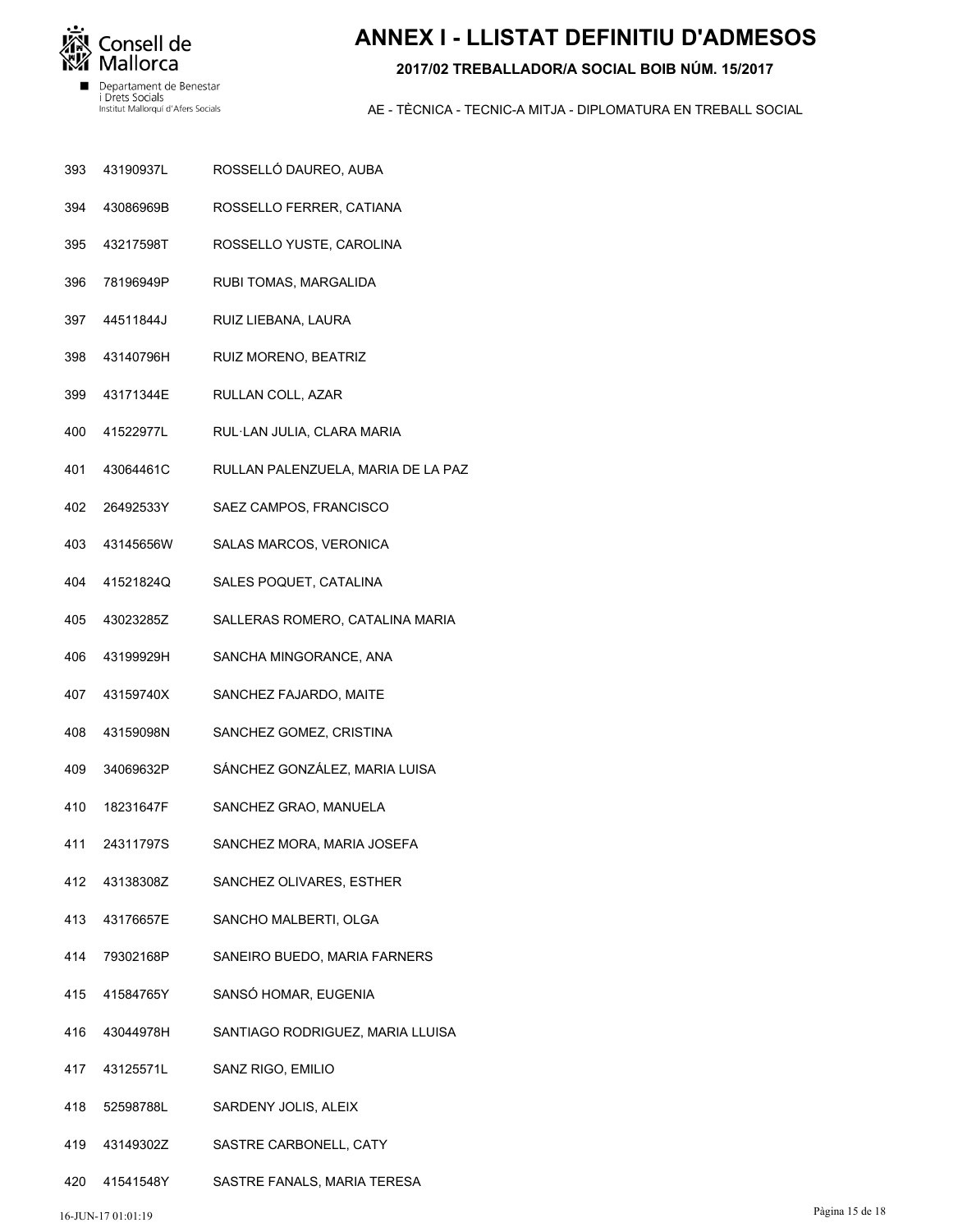# ANNEX I - LLISTAT DEFINITIU D'ADMESOS

## 2017/02 TREBALLADOR/A SOCIAL BOIB NÚM. 15/2017

AE - TÈCNICA - TECNIC-A MITJA - DIPLOMATURA EN TREBALL SOCIAL

| | | |
|---|---|---|
| 393 | 43190937L | ROSSELLÓ DAUREO, AUBA |
| 394 | 43086969B | ROSSELLO FERRER, CATIANA |
| 395 | 43217598T | ROSSELLO YUSTE, CAROLINA |
| 396 | 78196949P | RUBI TOMAS, MARGALIDA |
| 397 | 44511844J | RUIZ LIEBANA, LAURA |
| 398 | 43140796H | RUIZ MORENO, BEATRIZ |
| 399 | 43171344E | RULLAN COLL, AZAR |
| 400 | 41522977L | RUL·LAN JULIA, CLARA MARIA |
| 401 | 43064461C | RULLAN PALENZUELA, MARIA DE LA PAZ |
| 402 | 26492533Y | SAEZ CAMPOS, FRANCISCO |
| 403 | 43145656W | SALAS MARCOS, VERONICA |
| 404 | 41521824Q | SALES POQUET, CATALINA |
| 405 | 43023285Z | SALLERAS ROMERO, CATALINA MARIA |
| 406 | 43199929H | SANCHA MINGORANCE, ANA |
| 407 | 43159740X | SANCHEZ FAJARDO, MAITE |
| 408 | 43159098N | SANCHEZ GOMEZ, CRISTINA |
| 409 | 34069632P | SÁNCHEZ GONZÁLEZ, MARIA LUISA |
| 410 | 18231647F | SANCHEZ GRAO, MANUELA |
| 411 | 24311797S | SANCHEZ MORA, MARIA JOSEFA |
| 412 | 43138308Z | SANCHEZ OLIVARES, ESTHER |
| 413 | 43176657E | SANCHO MALBERTI, OLGA |
| 414 | 79302168P | SANEIRO BUEDO, MARIA FARNERS |
| 415 | 41584765Y | SANSÓ HOMAR, EUGENIA |
| 416 | 43044978H | SANTIAGO RODRIGUEZ, MARIA LLUISA |
| 417 | 43125571L | SANZ RIGO, EMILIO |
| 418 | 52598788L | SARDENY JOLIS, ALEIX |
| 419 | 43149302Z | SASTRE CARBONELL, CATY |
| 420 | 41541548Y | SASTRE FANALS, MARIA TERESA |

16-JUN-17 01:01:19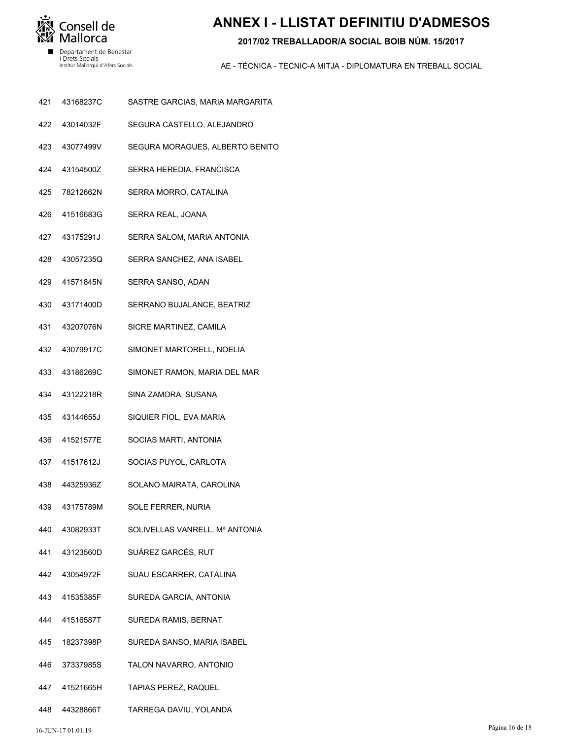# ANNEX I - LLISTAT DEFINITIU D'ADMESOS

**2017/02 TREBALLADOR/A SOCIAL BOIB NÚM. 15/2017**

AE - TÈCNICA - TECNIC-A MITJA - DIPLOMATURA EN TREBALL SOCIAL

| | | |
|---|---|---|
| 421 | 43168237C | SASTRE GARCIAS, MARIA MARGARITA |
| 422 | 43014032F | SEGURA CASTELLO, ALEJANDRO |
| 423 | 43077499V | SEGURA MORAGUES, ALBERTO BENITO |
| 424 | 43154500Z | SERRA HEREDIA, FRANCISCA |
| 425 | 78212662N | SERRA MORRO, CATALINA |
| 426 | 41516683G | SERRA REAL, JOANA |
| 427 | 43175291J | SERRA SALOM, MARIA ANTONIA |
| 428 | 43057235Q | SERRA SANCHEZ, ANA ISABEL |
| 429 | 41571845N | SERRA SANSO, ADAN |
| 430 | 43171400D | SERRANO BUJALANCE, BEATRIZ |
| 431 | 43207076N | SICRE MARTINEZ, CAMILA |
| 432 | 43079917C | SIMONET MARTORELL, NOELIA |
| 433 | 43186269C | SIMONET RAMON, MARIA DEL MAR |
| 434 | 43122218R | SINA ZAMORA, SUSANA |
| 435 | 43144655J | SIQUIER FIOL, EVA MARIA |
| 436 | 41521577E | SOCIAS MARTI, ANTONIA |
| 437 | 41517612J | SOCIAS PUYOL, CARLOTA |
| 438 | 44325936Z | SOLANO MAIRATA, CAROLINA |
| 439 | 43175789M | SOLE FERRER, NURIA |
| 440 | 43082933T | SOLIVELLAS VANRELL, Mª ANTONIA |
| 441 | 43123560D | SUÁREZ GARCÉS, RUT |
| 442 | 43054972F | SUAU ESCARRER, CATALINA |
| 443 | 41535385F | SUREDA GARCIA, ANTONIA |
| 444 | 41516587T | SUREDA RAMIS, BERNAT |
| 445 | 18237398P | SUREDA SANSO, MARIA ISABEL |
| 446 | 37337985S | TALON NAVARRO, ANTONIO |
| 447 | 41521665H | TAPIAS PEREZ, RAQUEL |
| 448 | 44328866T | TARREGA DAVIU, YOLANDA |

16-JUN-17 01:01:19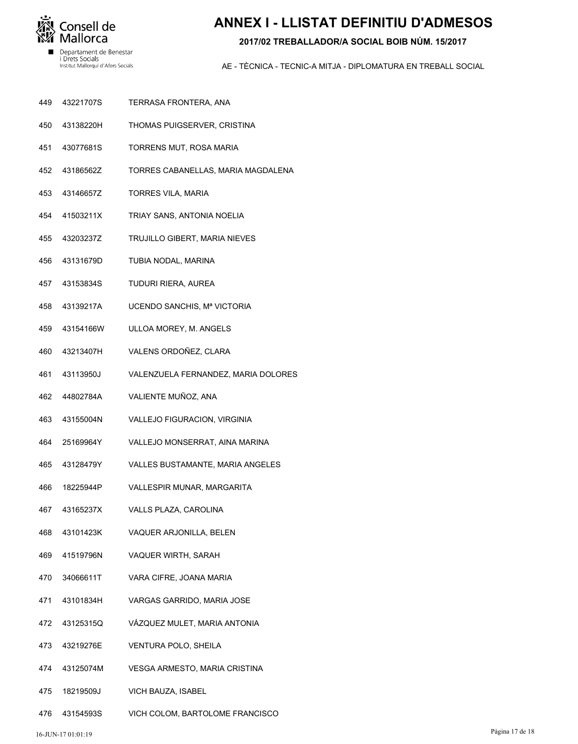# ANNEX I - LLISTAT DEFINITIU D'ADMESOS

**2017/02 TREBALLADOR/A SOCIAL BOIB NÚM. 15/2017**

AE - TÈCNICA - TECNIC-A MITJA - DIPLOMATURA EN TREBALL SOCIAL

| | | |
|---|---|---|
| 449 | 43221707S | TERRASA FRONTERA, ANA |
| 450 | 43138220H | THOMAS PUIGSERVER, CRISTINA |
| 451 | 43077681S | TORRENS MUT, ROSA MARIA |
| 452 | 43186562Z | TORRES CABANELLAS, MARIA MAGDALENA |
| 453 | 43146657Z | TORRES VILA, MARIA |
| 454 | 41503211X | TRIAY SANS, ANTONIA NOELIA |
| 455 | 43203237Z | TRUJILLO GIBERT, MARIA NIEVES |
| 456 | 43131679D | TUBIA NODAL, MARINA |
| 457 | 43153834S | TUDURI RIERA, AUREA |
| 458 | 43139217A | UCENDO SANCHIS, Mª VICTORIA |
| 459 | 43154166W | ULLOA MOREY, M. ANGELS |
| 460 | 43213407H | VALENS ORDOÑEZ, CLARA |
| 461 | 43113950J | VALENZUELA FERNANDEZ, MARIA DOLORES |
| 462 | 44802784A | VALIENTE MUÑOZ, ANA |
| 463 | 43155004N | VALLEJO FIGURACION, VIRGINIA |
| 464 | 25169964Y | VALLEJO MONSERRAT, AINA MARINA |
| 465 | 43128479Y | VALLES BUSTAMANTE, MARIA ANGELES |
| 466 | 18225944P | VALLESPIR MUNAR, MARGARITA |
| 467 | 43165237X | VALLS PLAZA, CAROLINA |
| 468 | 43101423K | VAQUER ARJONILLA, BELEN |
| 469 | 41519796N | VAQUER WIRTH, SARAH |
| 470 | 34066611T | VARA CIFRE, JOANA MARIA |
| 471 | 43101834H | VARGAS GARRIDO, MARIA JOSE |
| 472 | 43125315Q | VÁZQUEZ MULET, MARIA ANTONIA |
| 473 | 43219276E | VENTURA POLO, SHEILA |
| 474 | 43125074M | VESGA ARMESTO, MARIA CRISTINA |
| 475 | 18219509J | VICH BAUZA, ISABEL |
| 476 | 43154593S | VICH COLOM, BARTOLOME FRANCISCO |

16-JUN-17 01:01:19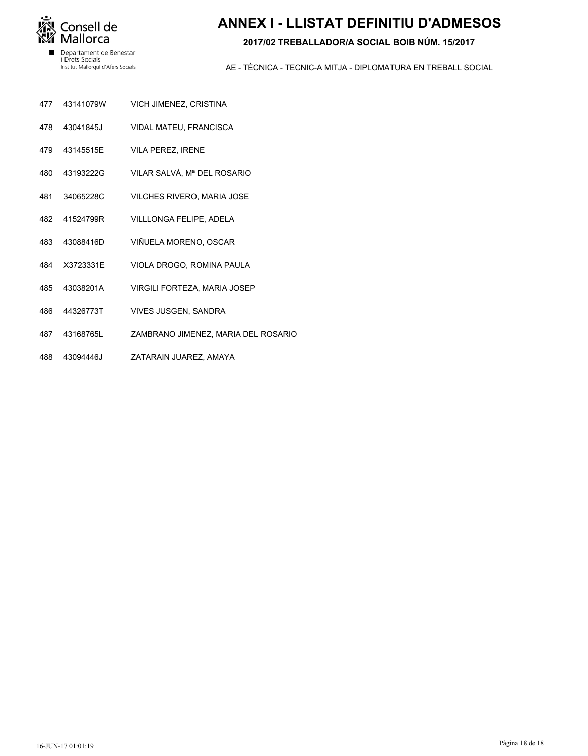# ANNEX I - LLISTAT DEFINITIU D'ADMESOS

**2017/02 TREBALLADOR/A SOCIAL BOIB NÚM. 15/2017**

Consell de Mallorca

Departament de Benestar i Drets Socials
Institut Mallorquí d'Afers Socials

AE - TÈCNICA - TECNIC-A MITJA - DIPLOMATURA EN TREBALL SOCIAL

| | | |
|---|---|---|
| 477 | 43141079W | VICH JIMENEZ, CRISTINA |
| 478 | 43041845J | VIDAL MATEU, FRANCISCA |
| 479 | 43145515E | VILA PEREZ, IRENE |
| 480 | 43193222G | VILAR SALVÁ, Mª DEL ROSARIO |
| 481 | 34065228C | VILCHES RIVERO, MARIA JOSE |
| 482 | 41524799R | VILLLONGA FELIPE, ADELA |
| 483 | 43088416D | VIÑUELA MORENO, OSCAR |
| 484 | X3723331E | VIOLA DROGO, ROMINA PAULA |
| 485 | 43038201A | VIRGILI FORTEZA, MARIA JOSEP |
| 486 | 44326773T | VIVES JUSGEN, SANDRA |
| 487 | 43168765L | ZAMBRANO JIMENEZ, MARIA DEL ROSARIO |
| 488 | 43094446J | ZATARAIN JUAREZ, AMAYA |

16-JUN-17 01:01:19